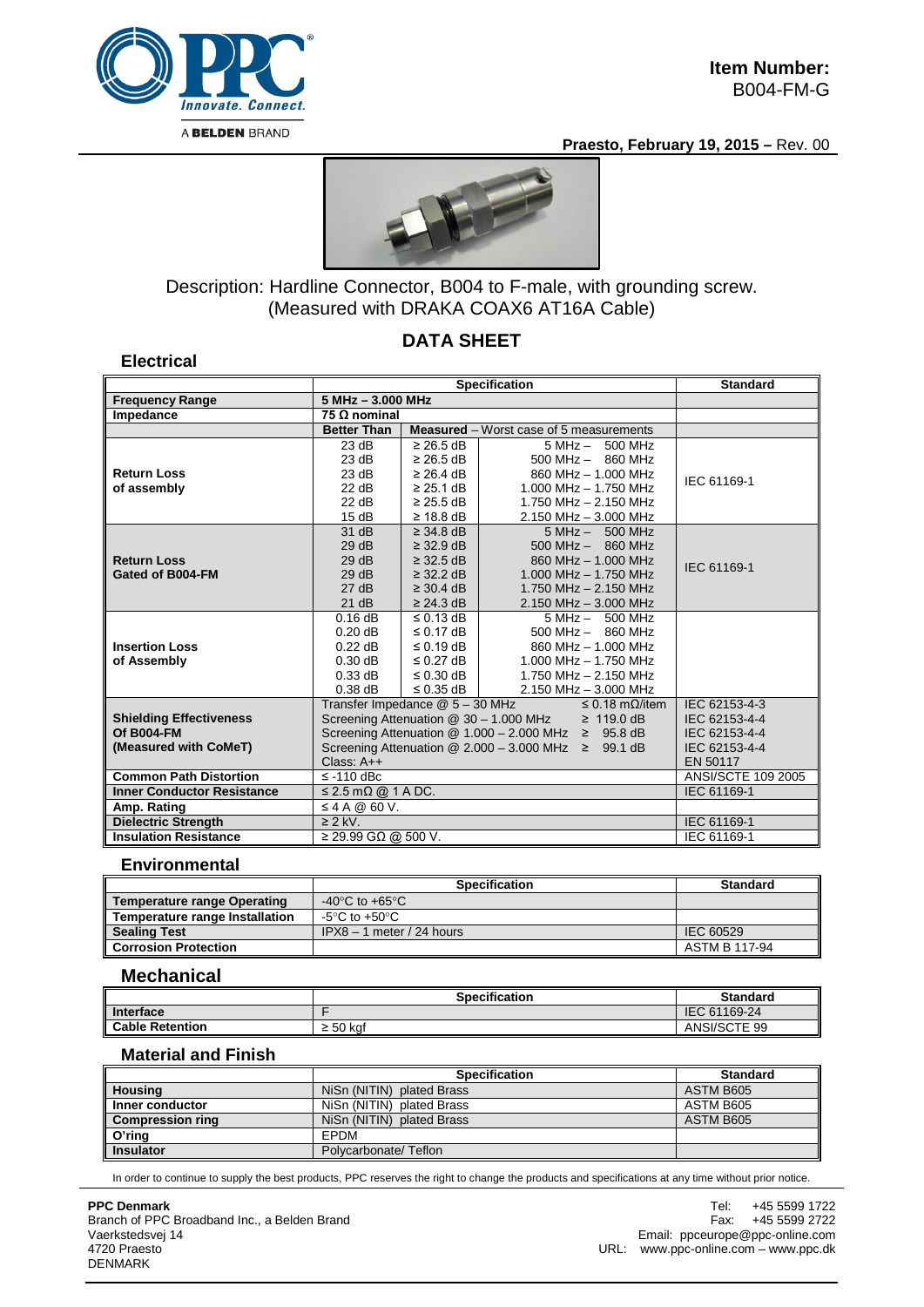**Item Number:**
B004-FM-G

**Praesto, February 19, 2015 –** Rev. 00

Description: Hardline Connector, B004 to F-male, with grounding screw.
(Measured with DRAKA COAX6 AT16A Cable)

# DATA SHEET

## Electrical

| | Specification | | | Standard |
|---|---|---|---|---|
| **Frequency Range** | **5 MHz – 3.000 MHz** | | | |
| **Impedance** | **75 Ω nominal** | | | |
| | **Better Than** | **Measured** – Worst case of 5 measurements | | |
| **Return Loss of assembly** | 23 dB | ≥ 26.5 dB | 5 MHz – 500 MHz | IEC 61169-1 |
| | 23 dB | ≥ 26.5 dB | 500 MHz – 860 MHz | |
| | 23 dB | ≥ 26.4 dB | 860 MHz – 1.000 MHz | |
| | 22 dB | ≥ 25.1 dB | 1.000 MHz – 1.750 MHz | |
| | 22 dB | ≥ 25.5 dB | 1.750 MHz – 2.150 MHz | |
| | 15 dB | ≥ 18.8 dB | 2.150 MHz – 3.000 MHz | |
| **Return Loss Gated of B004-FM** | 31 dB | ≥ 34.8 dB | 5 MHz – 500 MHz | IEC 61169-1 |
| | 29 dB | ≥ 32.9 dB | 500 MHz – 860 MHz | |
| | 29 dB | ≥ 32.5 dB | 860 MHz – 1.000 MHz | |
| | 29 dB | ≥ 32.2 dB | 1.000 MHz – 1.750 MHz | |
| | 27 dB | ≥ 30.4 dB | 1.750 MHz – 2.150 MHz | |
| | 21 dB | ≥ 24.3 dB | 2.150 MHz – 3.000 MHz | |
| **Insertion Loss of Assembly** | 0.16 dB | ≤ 0.13 dB | 5 MHz – 500 MHz | |
| | 0.20 dB | ≤ 0.17 dB | 500 MHz – 860 MHz | |
| | 0.22 dB | ≤ 0.19 dB | 860 MHz – 1.000 MHz | |
| | 0.30 dB | ≤ 0.27 dB | 1.000 MHz – 1.750 MHz | |
| | 0.33 dB | ≤ 0.30 dB | 1.750 MHz – 2.150 MHz | |
| | 0.38 dB | ≤ 0.35 dB | 2.150 MHz – 3.000 MHz | |
| **Shielding Effectiveness Of B004-FM (Measured with CoMeT)** | Transfer Impedance @ 5 – 30 MHz ≤ 0.18 mΩ/item | | | IEC 62153-4-3 |
| | Screening Attenuation @ 30 – 1.000 MHz ≥ 119.0 dB | | | IEC 62153-4-4 |
| | Screening Attenuation @ 1.000 – 2.000 MHz ≥ 95.8 dB | | | IEC 62153-4-4 |
| | Screening Attenuation @ 2.000 – 3.000 MHz ≥ 99.1 dB | | | IEC 62153-4-4 |
| | Class: A++ | | | EN 50117 |
| **Common Path Distortion** | ≤ -110 dBc | | | ANSI/SCTE 109 2005 |
| **Inner Conductor Resistance** | ≤ 2.5 mΩ @ 1 A DC. | | | IEC 61169-1 |
| **Amp. Rating** | ≤ 4 A @ 60 V. | | | |
| **Dielectric Strength** | ≥ 2 kV. | | | IEC 61169-1 |
| **Insulation Resistance** | ≥ 29.99 GΩ @ 500 V. | | | IEC 61169-1 |

## Environmental

| | Specification | Standard |
|---|---|---|
| **Temperature range Operating** | -40°C to +65°C | |
| **Temperature range Installation** | -5°C to +50°C | |
| **Sealing Test** | IPX8 – 1 meter / 24 hours | IEC 60529 |
| **Corrosion Protection** | | ASTM B 117-94 |

## Mechanical

| | Specification | Standard |
|---|---|---|
| **Interface** | F | IEC 61169-24 |
| **Cable Retention** | ≥ 50 kgf | ANSI/SCTE 99 |

## Material and Finish

| | Specification | Standard |
|---|---|---|
| **Housing** | NiSn (NITIN) plated Brass | ASTM B605 |
| **Inner conductor** | NiSn (NITIN) plated Brass | ASTM B605 |
| **Compression ring** | NiSn (NITIN) plated Brass | ASTM B605 |
| **O'ring** | EPDM | |
| **Insulator** | Polycarbonate/ Teflon | |

In order to continue to supply the best products, PPC reserves the right to change the products and specifications at any time without prior notice.

**PPC Denmark**
Branch of PPC Broadband Inc., a Belden Brand
Vaerkstedsvej 14
4720 Praesto
DENMARK

Tel: +45 5599 1722
Fax: +45 5599 2722
Email: ppceurope@ppc-online.com
URL: www.ppc-online.com – www.ppc.dk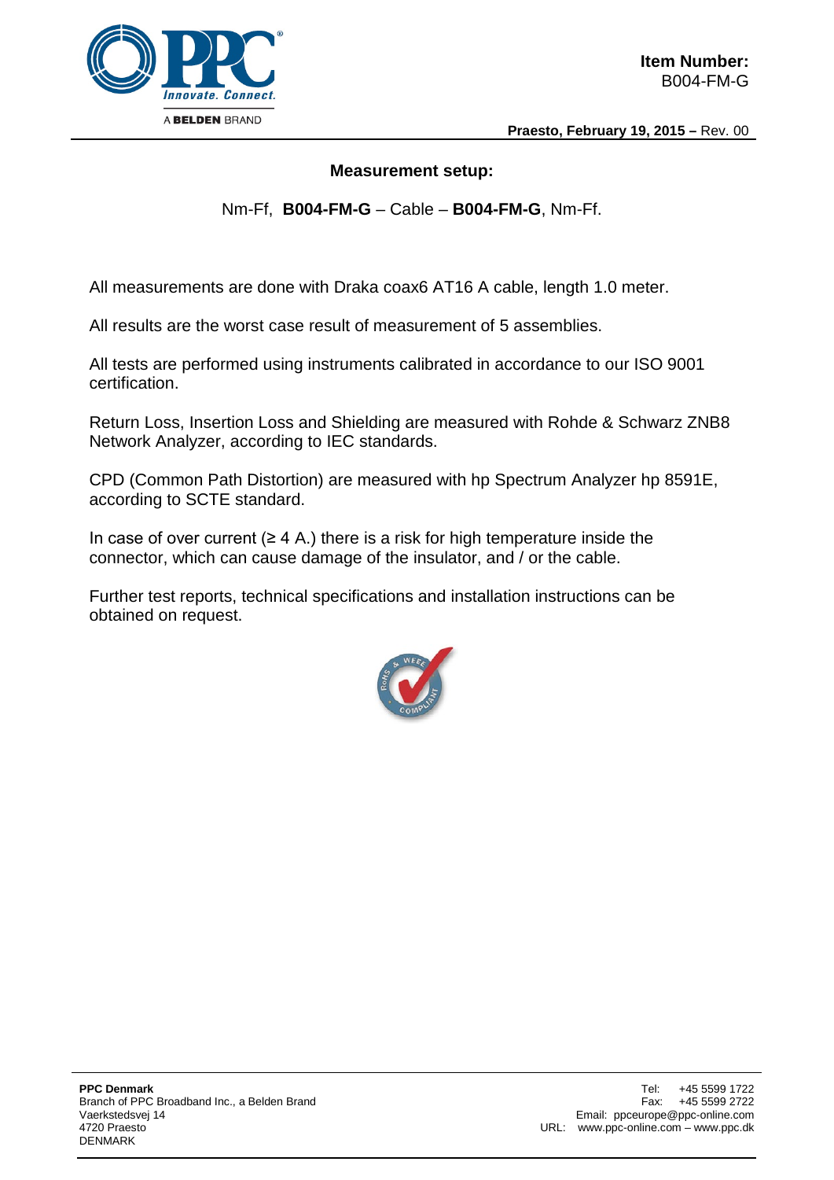**Item Number:**
B004-FM-G

**Praesto, February 19, 2015 –** Rev. 00

### Measurement setup:

Nm-Ff, **B004-FM-G** – Cable – **B004-FM-G**, Nm-Ff.

All measurements are done with Draka coax6 AT16 A cable, length 1.0 meter.

All results are the worst case result of measurement of 5 assemblies.

All tests are performed using instruments calibrated in accordance to our ISO 9001 certification.

Return Loss, Insertion Loss and Shielding are measured with Rohde & Schwarz ZNB8 Network Analyzer, according to IEC standards.

CPD (Common Path Distortion) are measured with hp Spectrum Analyzer hp 8591E, according to SCTE standard.

In case of over current (≥ 4 A.) there is a risk for high temperature inside the connector, which can cause damage of the insulator, and / or the cable.

Further test reports, technical specifications and installation instructions can be obtained on request.

RoHS & WEEE COMPLIANT

**PPC Denmark**
Branch of PPC Broadband Inc., a Belden Brand
Vaerkstedsvej 14
4720 Praesto
DENMARK

Tel: +45 5599 1722
Fax: +45 5599 2722
Email: ppceurope@ppc-online.com
URL: www.ppc-online.com – www.ppc.dk